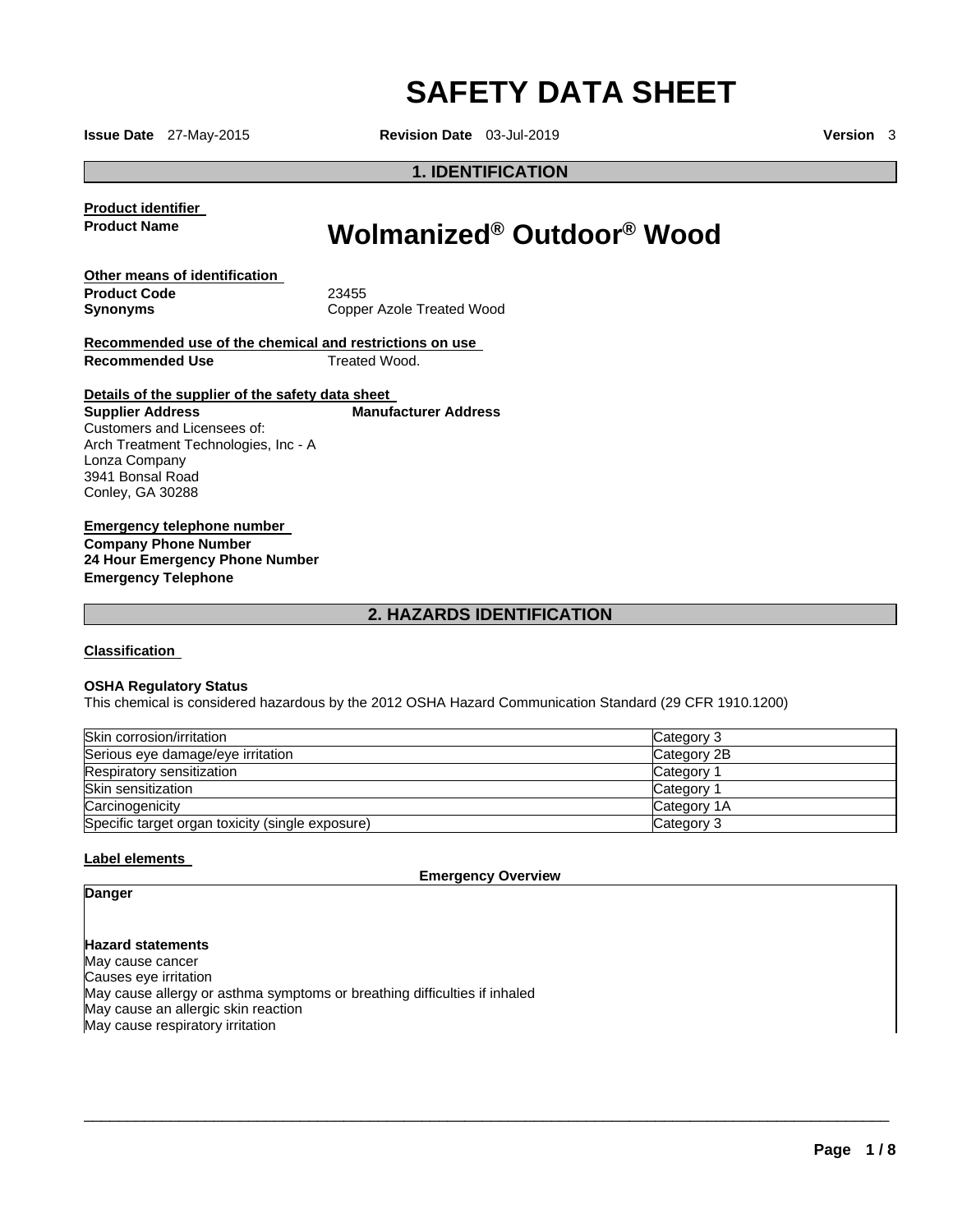# SAFETY DATA SHEET

**Issue Date** 27-May-2015 **Revision Date** 03-Jul-2019 **Version** 3

## 1. IDENTIFICATION

**Product identifier**

**Product Name** **Wolmanized® Outdoor® Wood**

**Other means of identification**

**Product Code** 23455

**Synonyms** Copper Azole Treated Wood

**Recommended use of the chemical and restrictions on use**

**Recommended Use** Treated Wood.

**Details of the supplier of the safety data sheet**

**Supplier Address**
Customers and Licensees of:
Arch Treatment Technologies, Inc - A Lonza Company
3941 Bonsal Road
Conley, GA 30288

**Manufacturer Address**

**Emergency telephone number**

**Company Phone Number**

**24 Hour Emergency Phone Number**

**Emergency Telephone**

## 2. HAZARDS IDENTIFICATION

**Classification**

**OSHA Regulatory Status**

This chemical is considered hazardous by the 2012 OSHA Hazard Communication Standard (29 CFR 1910.1200)

| | |
|---|---|
| Skin corrosion/irritation | Category 3 |
| Serious eye damage/eye irritation | Category 2B |
| Respiratory sensitization | Category 1 |
| Skin sensitization | Category 1 |
| Carcinogenicity | Category 1A |
| Specific target organ toxicity (single exposure) | Category 3 |

**Label elements**

**Emergency Overview**

**Danger**

**Hazard statements**

May cause cancer
Causes eye irritation
May cause allergy or asthma symptoms or breathing difficulties if inhaled
May cause an allergic skin reaction
May cause respiratory irritation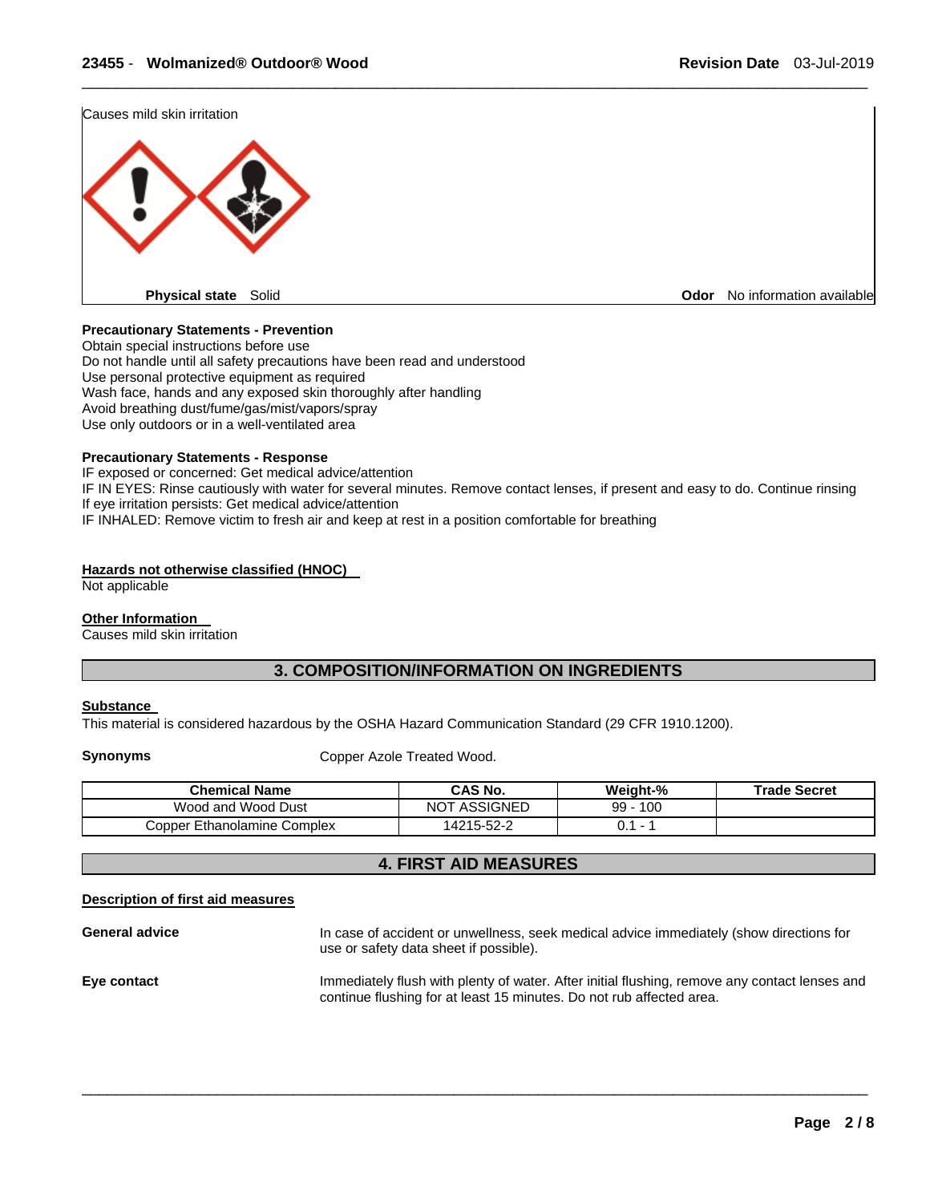Causes mild skin irritation

**Physical state** Solid

**Odor** No information available

**Precautionary Statements - Prevention**

Obtain special instructions before use
Do not handle until all safety precautions have been read and understood
Use personal protective equipment as required
Wash face, hands and any exposed skin thoroughly after handling
Avoid breathing dust/fume/gas/mist/vapors/spray
Use only outdoors or in a well-ventilated area

**Precautionary Statements - Response**

IF exposed or concerned: Get medical advice/attention
IF IN EYES: Rinse cautiously with water for several minutes. Remove contact lenses, if present and easy to do. Continue rinsing
If eye irritation persists: Get medical advice/attention
IF INHALED: Remove victim to fresh air and keep at rest in a position comfortable for breathing

**Hazards not otherwise classified (HNOC)**

Not applicable

**Other Information**

Causes mild skin irritation

## 3. COMPOSITION/INFORMATION ON INGREDIENTS

**Substance**

This material is considered hazardous by the OSHA Hazard Communication Standard (29 CFR 1910.1200).

**Synonyms** Copper Azole Treated Wood.

| Chemical Name | CAS No. | Weight-% | Trade Secret |
|---|---|---|---|
| Wood and Wood Dust | NOT ASSIGNED | 99 - 100 | |
| Copper Ethanolamine Complex | 14215-52-2 | 0.1 - 1 | |

## 4. FIRST AID MEASURES

**Description of first aid measures**

**General advice** In case of accident or unwellness, seek medical advice immediately (show directions for use or safety data sheet if possible).

**Eye contact** Immediately flush with plenty of water. After initial flushing, remove any contact lenses and continue flushing for at least 15 minutes. Do not rub affected area.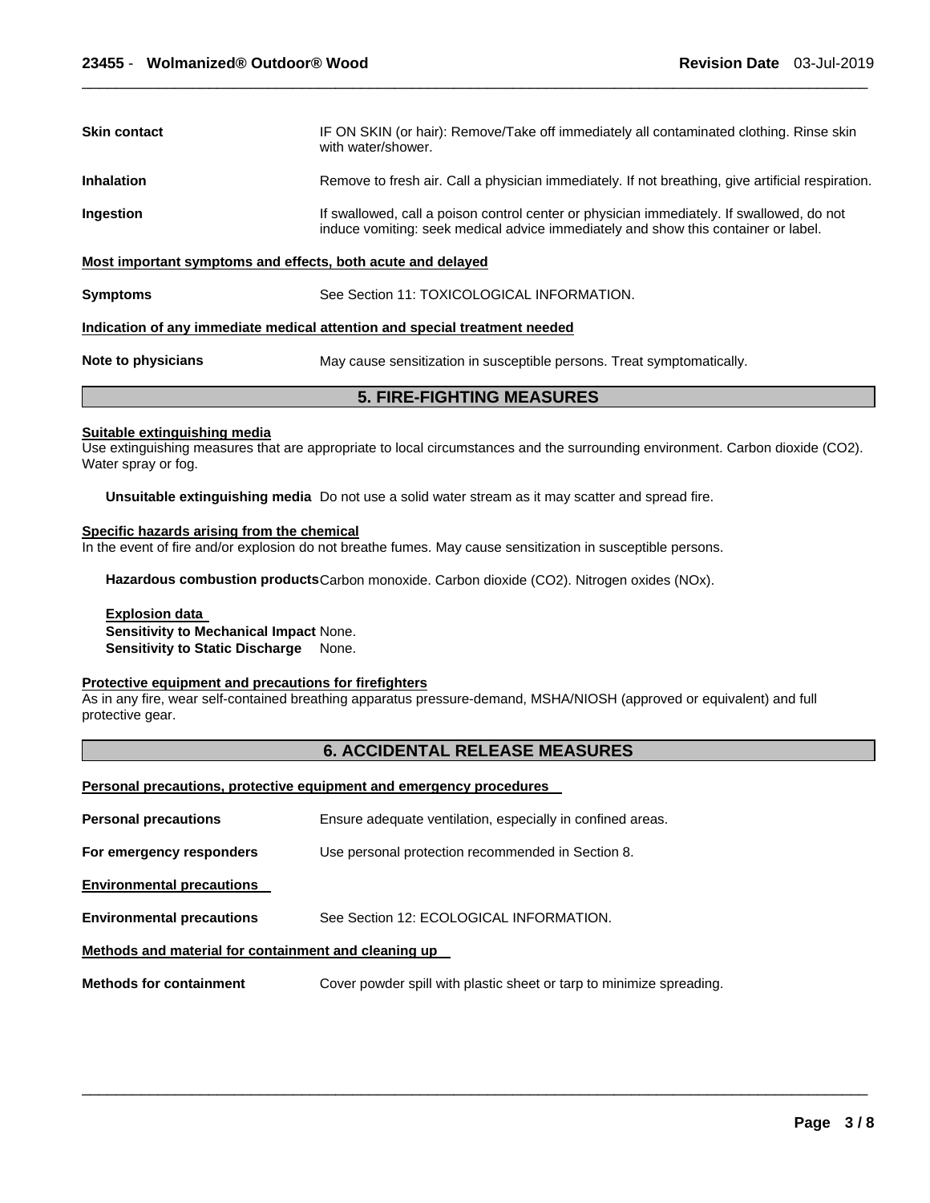**Skin contact** IF ON SKIN (or hair): Remove/Take off immediately all contaminated clothing. Rinse skin with water/shower.

**Inhalation** Remove to fresh air. Call a physician immediately. If not breathing, give artificial respiration.

**Ingestion** If swallowed, call a poison control center or physician immediately. If swallowed, do not induce vomiting: seek medical advice immediately and show this container or label.

**Most important symptoms and effects, both acute and delayed**

**Symptoms** See Section 11: TOXICOLOGICAL INFORMATION.

**Indication of any immediate medical attention and special treatment needed**

**Note to physicians** May cause sensitization in susceptible persons. Treat symptomatically.

## 5. FIRE-FIGHTING MEASURES

**Suitable extinguishing media**

Use extinguishing measures that are appropriate to local circumstances and the surrounding environment. Carbon dioxide ($CO_2$). Water spray or fog.

**Unsuitable extinguishing media** Do not use a solid water stream as it may scatter and spread fire.

**Specific hazards arising from the chemical**

In the event of fire and/or explosion do not breathe fumes. May cause sensitization in susceptible persons.

**Hazardous combustion products** Carbon monoxide. Carbon dioxide ($CO_2$). Nitrogen oxides ($NO_x$).

**Explosion data**

**Sensitivity to Mechanical Impact** None.

**Sensitivity to Static Discharge** None.

**Protective equipment and precautions for firefighters**

As in any fire, wear self-contained breathing apparatus pressure-demand, MSHA/NIOSH (approved or equivalent) and full protective gear.

## 6. ACCIDENTAL RELEASE MEASURES

**Personal precautions, protective equipment and emergency procedures**

**Personal precautions** Ensure adequate ventilation, especially in confined areas.

**For emergency responders** Use personal protection recommended in Section 8.

**Environmental precautions**

**Environmental precautions** See Section 12: ECOLOGICAL INFORMATION.

**Methods and material for containment and cleaning up**

**Methods for containment** Cover powder spill with plastic sheet or tarp to minimize spreading.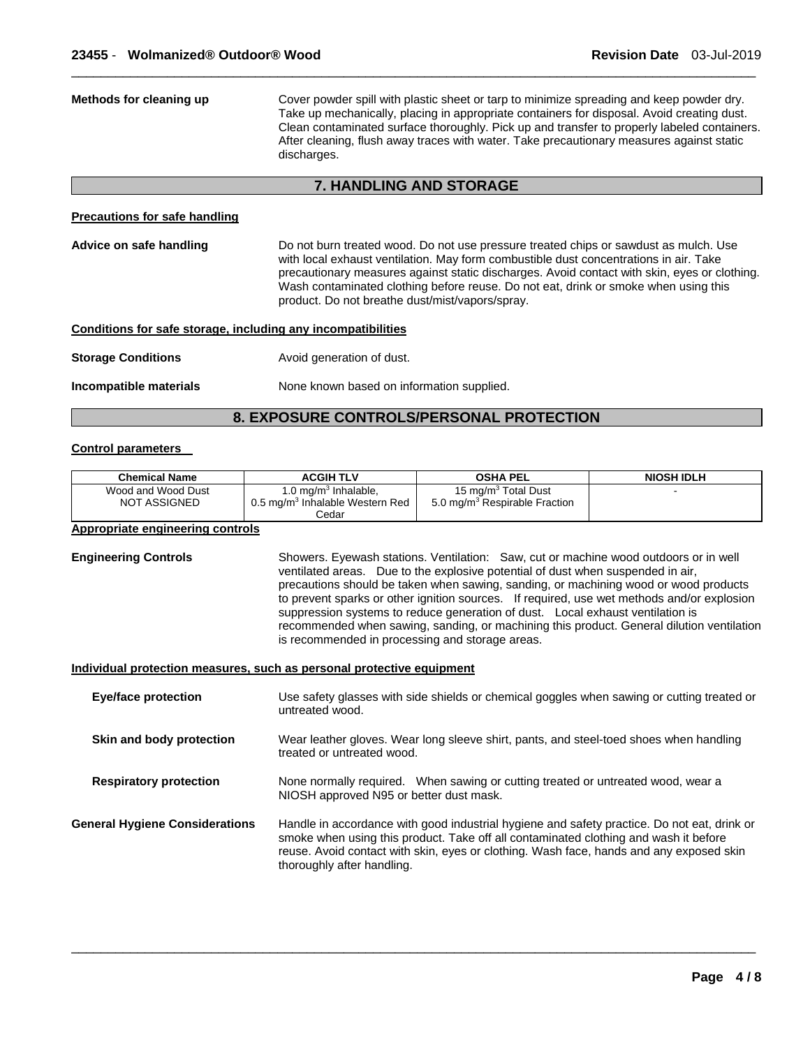**Methods for cleaning up** Cover powder spill with plastic sheet or tarp to minimize spreading and keep powder dry. Take up mechanically, placing in appropriate containers for disposal. Avoid creating dust. Clean contaminated surface thoroughly. Pick up and transfer to properly labeled containers. After cleaning, flush away traces with water. Take precautionary measures against static discharges.

## 7. HANDLING AND STORAGE

**Precautions for safe handling**

**Advice on safe handling** Do not burn treated wood. Do not use pressure treated chips or sawdust as mulch. Use with local exhaust ventilation. May form combustible dust concentrations in air. Take precautionary measures against static discharges. Avoid contact with skin, eyes or clothing. Wash contaminated clothing before reuse. Do not eat, drink or smoke when using this product. Do not breathe dust/mist/vapors/spray.

**Conditions for safe storage, including any incompatibilities**

**Storage Conditions** Avoid generation of dust.

**Incompatible materials** None known based on information supplied.

## 8. EXPOSURE CONTROLS/PERSONAL PROTECTION

**Control parameters**

| Chemical Name | ACGIH TLV | OSHA PEL | NIOSH IDLH |
|---|---|---|---|
| Wood and Wood Dust<br>NOT ASSIGNED | 1.0 mg/m$^3$ Inhalable,<br>0.5 mg/m$^3$ Inhalable Western Red Cedar | 15 mg/m$^3$ Total Dust<br>5.0 mg/m$^3$ Respirable Fraction | - |

**Appropriate engineering controls**

**Engineering Controls** Showers. Eyewash stations. Ventilation: Saw, cut or machine wood outdoors or in well ventilated areas. Due to the explosive potential of dust when suspended in air, precautions should be taken when sawing, sanding, or machining wood or wood products to prevent sparks or other ignition sources. If required, use wet methods and/or explosion suppression systems to reduce generation of dust. Local exhaust ventilation is recommended when sawing, sanding, or machining this product. General dilution ventilation is recommended in processing and storage areas.

**Individual protection measures, such as personal protective equipment**

**Eye/face protection** Use safety glasses with side shields or chemical goggles when sawing or cutting treated or untreated wood.

**Skin and body protection** Wear leather gloves. Wear long sleeve shirt, pants, and steel-toed shoes when handling treated or untreated wood.

**Respiratory protection** None normally required. When sawing or cutting treated or untreated wood, wear a NIOSH approved N95 or better dust mask.

**General Hygiene Considerations** Handle in accordance with good industrial hygiene and safety practice. Do not eat, drink or smoke when using this product. Take off all contaminated clothing and wash it before reuse. Avoid contact with skin, eyes or clothing. Wash face, hands and any exposed skin thoroughly after handling.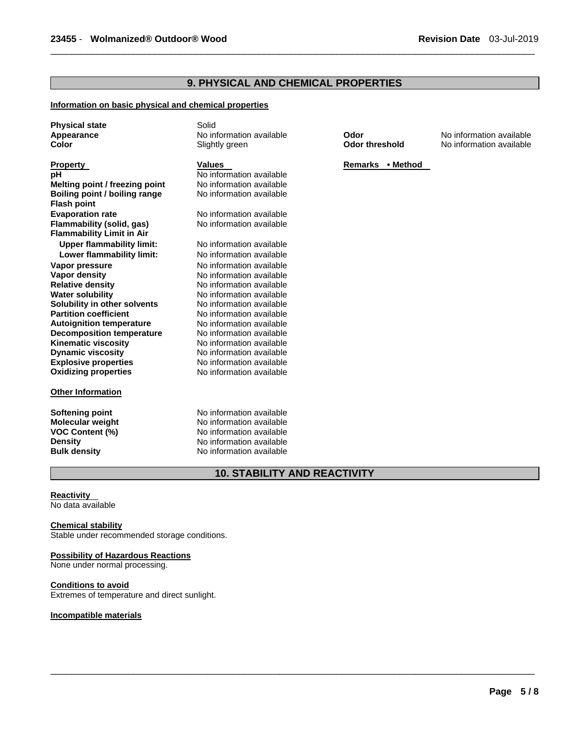## 9. PHYSICAL AND CHEMICAL PROPERTIES

**Information on basic physical and chemical properties**

| | | | |
|---|---|---|---|
| **Physical state** | Solid | | |
| **Appearance** | No information available | **Odor** | No information available |
| **Color** | Slightly green | **Odor threshold** | No information available |

| **Property** | **Values** | **Remarks • Method** |
|---|---|---|
| **pH** | No information available | |
| **Melting point / freezing point** | No information available | |
| **Boiling point / boiling range** | No information available | |
| **Flash point** | | |
| **Evaporation rate** | No information available | |
| **Flammability (solid, gas)** | No information available | |
| **Flammability Limit in Air** | | |
| **Upper flammability limit:** | No information available | |
| **Lower flammability limit:** | No information available | |
| **Vapor pressure** | No information available | |
| **Vapor density** | No information available | |
| **Relative density** | No information available | |
| **Water solubility** | No information available | |
| **Solubility in other solvents** | No information available | |
| **Partition coefficient** | No information available | |
| **Autoignition temperature** | No information available | |
| **Decomposition temperature** | No information available | |
| **Kinematic viscosity** | No information available | |
| **Dynamic viscosity** | No information available | |
| **Explosive properties** | No information available | |
| **Oxidizing properties** | No information available | |

**Other Information**

| | |
|---|---|
| **Softening point** | No information available |
| **Molecular weight** | No information available |
| **VOC Content (%)** | No information available |
| **Density** | No information available |
| **Bulk density** | No information available |

## 10. STABILITY AND REACTIVITY

**Reactivity**

No data available

**Chemical stability**

Stable under recommended storage conditions.

**Possibility of Hazardous Reactions**

None under normal processing.

**Conditions to avoid**

Extremes of temperature and direct sunlight.

**Incompatible materials**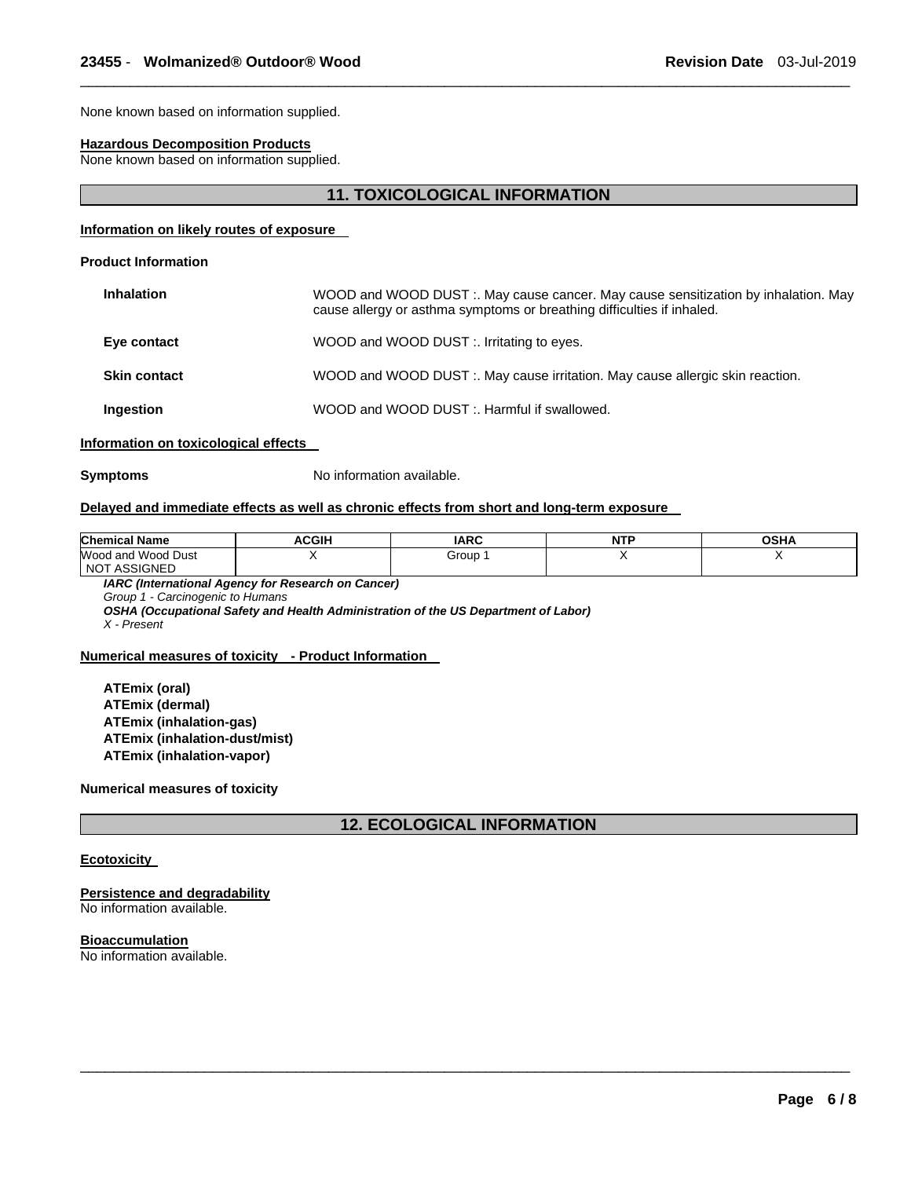None known based on information supplied.

**Hazardous Decomposition Products**

None known based on information supplied.

## 11. TOXICOLOGICAL INFORMATION

**Information on likely routes of exposure**

**Product Information**

**Inhalation** WOOD and WOOD DUST :. May cause cancer. May cause sensitization by inhalation. May cause allergy or asthma symptoms or breathing difficulties if inhaled.

**Eye contact** WOOD and WOOD DUST :. Irritating to eyes.

**Skin contact** WOOD and WOOD DUST :. May cause irritation. May cause allergic skin reaction.

**Ingestion** WOOD and WOOD DUST :. Harmful if swallowed.

**Information on toxicological effects**

**Symptoms** No information available.

**Delayed and immediate effects as well as chronic effects from short and long-term exposure**

| Chemical Name | ACGIH | IARC | NTP | OSHA |
|---|---|---|---|---|
| Wood and Wood Dust NOT ASSIGNED | X | Group 1 | X | X |

***IARC (International Agency for Research on Cancer)***
*Group 1 - Carcinogenic to Humans*
***OSHA (Occupational Safety and Health Administration of the US Department of Labor)***
*X - Present*

**Numerical measures of toxicity - Product Information**

**ATEmix (oral)**
**ATEmix (dermal)**
**ATEmix (inhalation-gas)**
**ATEmix (inhalation-dust/mist)**
**ATEmix (inhalation-vapor)**

**Numerical measures of toxicity**

## 12. ECOLOGICAL INFORMATION

**Ecotoxicity**

**Persistence and degradability**

No information available.

**Bioaccumulation**

No information available.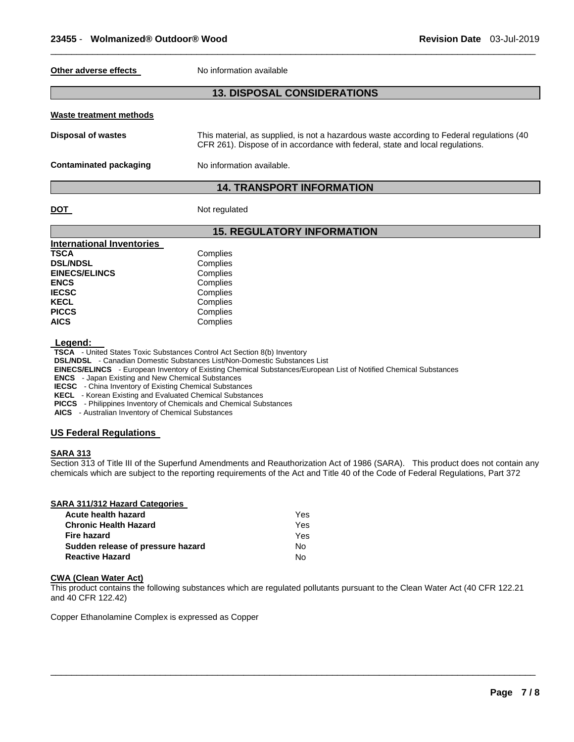**Other adverse effects** No information available

## 13. DISPOSAL CONSIDERATIONS

**Waste treatment methods**

**Disposal of wastes** This material, as supplied, is not a hazardous waste according to Federal regulations (40 CFR 261). Dispose of in accordance with federal, state and local regulations.

**Contaminated packaging** No information available.

## 14. TRANSPORT INFORMATION

**DOT** Not regulated

## 15. REGULATORY INFORMATION

**International Inventories**

| | |
|---|---|
| **TSCA** | Complies |
| **DSL/NDSL** | Complies |
| **EINECS/ELINCS** | Complies |
| **ENCS** | Complies |
| **IECSC** | Complies |
| **KECL** | Complies |
| **PICCS** | Complies |
| **AICS** | Complies |

**Legend:**

**TSCA** - United States Toxic Substances Control Act Section 8(b) Inventory
**DSL/NDSL** - Canadian Domestic Substances List/Non-Domestic Substances List
**EINECS/ELINCS** - European Inventory of Existing Chemical Substances/European List of Notified Chemical Substances
**ENCS** - Japan Existing and New Chemical Substances
**IECSC** - China Inventory of Existing Chemical Substances
**KECL** - Korean Existing and Evaluated Chemical Substances
**PICCS** - Philippines Inventory of Chemicals and Chemical Substances
**AICS** - Australian Inventory of Chemical Substances

**US Federal Regulations**

**SARA 313**

Section 313 of Title III of the Superfund Amendments and Reauthorization Act of 1986 (SARA). This product does not contain any chemicals which are subject to the reporting requirements of the Act and Title 40 of the Code of Federal Regulations, Part 372

**SARA 311/312 Hazard Categories**

| | |
|---|---|
| **Acute health hazard** | Yes |
| **Chronic Health Hazard** | Yes |
| **Fire hazard** | Yes |
| **Sudden release of pressure hazard** | No |
| **Reactive Hazard** | No |

**CWA (Clean Water Act)**

This product contains the following substances which are regulated pollutants pursuant to the Clean Water Act (40 CFR 122.21 and 40 CFR 122.42)

Copper Ethanolamine Complex is expressed as Copper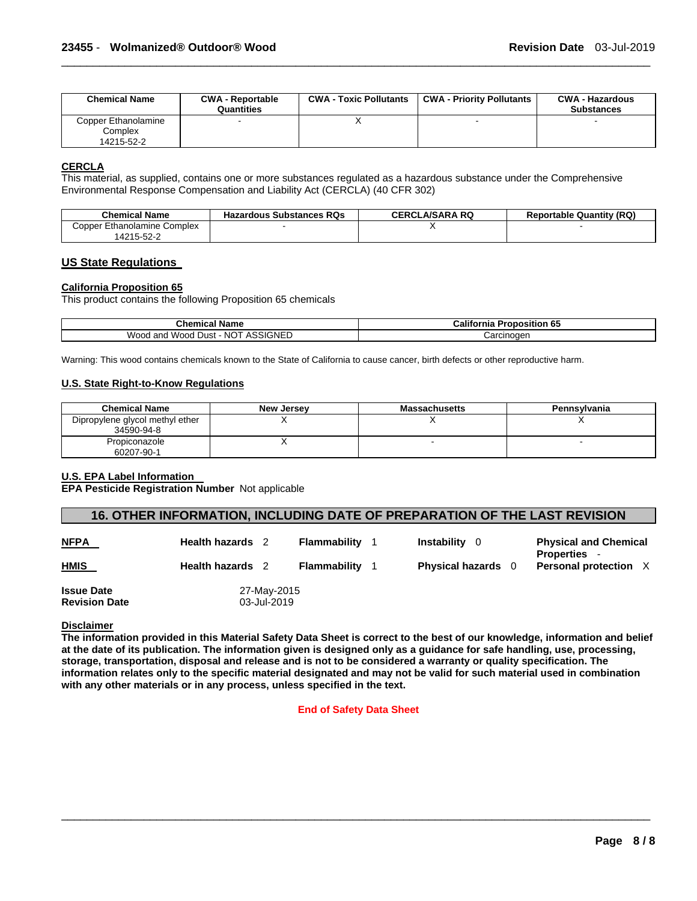| Chemical Name | CWA - Reportable Quantities | CWA - Toxic Pollutants | CWA - Priority Pollutants | CWA - Hazardous Substances |
|---|---|---|---|---|
| Copper Ethanolamine Complex 14215-52-2 | - | X | - | - |

**CERCLA**

This material, as supplied, contains one or more substances regulated as a hazardous substance under the Comprehensive Environmental Response Compensation and Liability Act (CERCLA) (40 CFR 302)

| Chemical Name | Hazardous Substances RQs | CERCLA/SARA RQ | Reportable Quantity (RQ) |
|---|---|---|---|
| Copper Ethanolamine Complex 14215-52-2 | - | X | - |

## US State Regulations

**California Proposition 65**

This product contains the following Proposition 65 chemicals

| Chemical Name | California Proposition 65 |
|---|---|
| Wood and Wood Dust - NOT ASSIGNED | Carcinogen |

Warning: This wood contains chemicals known to the State of California to cause cancer, birth defects or other reproductive harm.

**U.S. State Right-to-Know Regulations**

| Chemical Name | New Jersey | Massachusetts | Pennsylvania |
|---|---|---|---|
| Dipropylene glycol methyl ether 34590-94-8 | X | X | X |
| Propiconazole 60207-90-1 | X | - | - |

**U.S. EPA Label Information**

**EPA Pesticide Registration Number** Not applicable

## 16. OTHER INFORMATION, INCLUDING DATE OF PREPARATION OF THE LAST REVISION

| | | | | |
|---|---|---|---|---|
| **NFPA** | **Health hazards** 2 | **Flammability** 1 | **Instability** 0 | **Physical and Chemical Properties** - |
| **HMIS** | **Health hazards** 2 | **Flammability** 1 | **Physical hazards** 0 | **Personal protection** X |

**Issue Date** 27-May-2015

**Revision Date** 03-Jul-2019

**Disclaimer**

**The information provided in this Material Safety Data Sheet is correct to the best of our knowledge, information and belief at the date of its publication. The information given is designed only as a guidance for safe handling, use, processing, storage, transportation, disposal and release and is not to be considered a warranty or quality specification. The information relates only to the specific material designated and may not be valid for such material used in combination with any other materials or in any process, unless specified in the text.**

**End of Safety Data Sheet**